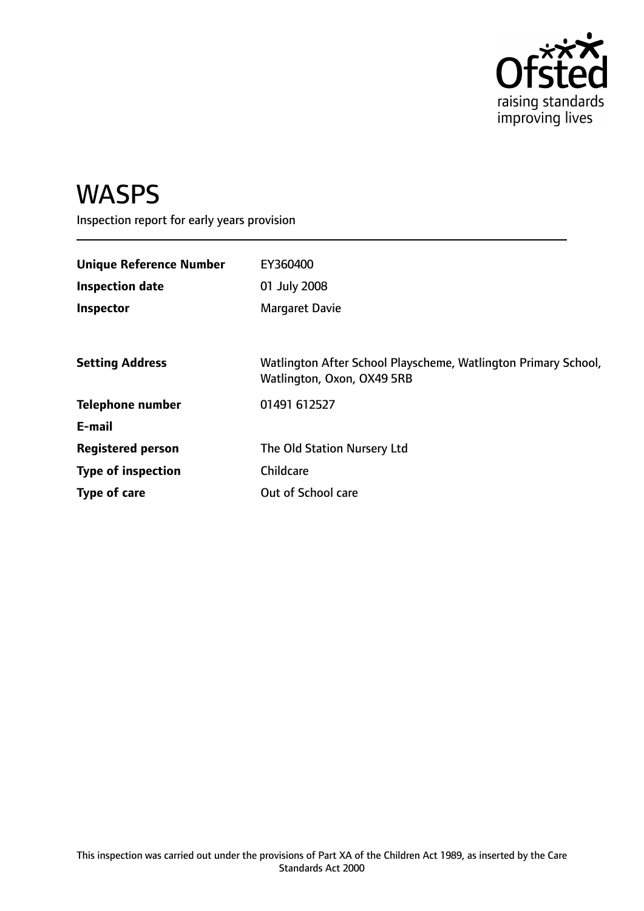# WASPS

Inspection report for early years provision

| | |
|---|---|
| **Unique Reference Number** | EY360400 |
| **Inspection date** | 01 July 2008 |
| **Inspector** | Margaret Davie |
| | |
| **Setting Address** | Watlington After School Playscheme, Watlington Primary School, Watlington, Oxon, OX49 5RB |
| **Telephone number** | 01491 612527 |
| **E-mail** | |
| **Registered person** | The Old Station Nursery Ltd |
| **Type of inspection** | Childcare |
| **Type of care** | Out of School care |

This inspection was carried out under the provisions of Part XA of the Children Act 1989, as inserted by the Care Standards Act 2000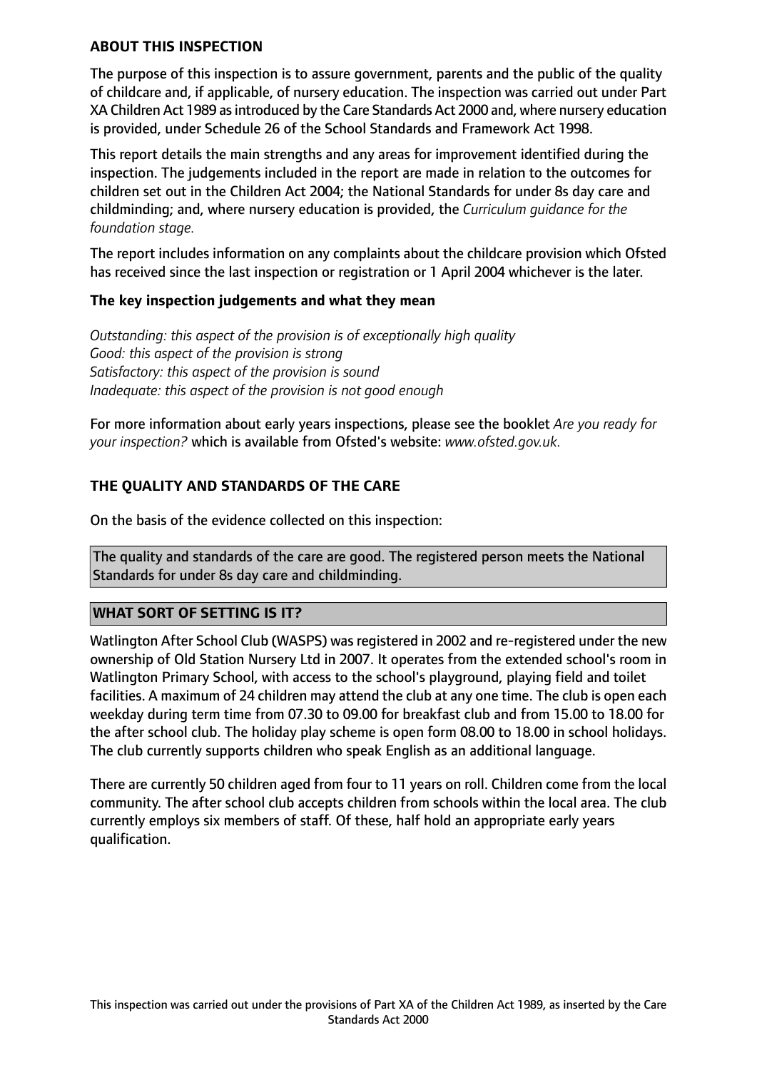## ABOUT THIS INSPECTION

The purpose of this inspection is to assure government, parents and the public of the quality of childcare and, if applicable, of nursery education. The inspection was carried out under Part XA Children Act 1989 as introduced by the Care Standards Act 2000 and, where nursery education is provided, under Schedule 26 of the School Standards and Framework Act 1998.

This report details the main strengths and any areas for improvement identified during the inspection. The judgements included in the report are made in relation to the outcomes for children set out in the Children Act 2004; the National Standards for under 8s day care and childminding; and, where nursery education is provided, the *Curriculum guidance for the foundation stage.*

The report includes information on any complaints about the childcare provision which Ofsted has received since the last inspection or registration or 1 April 2004 whichever is the later.

### The key inspection judgements and what they mean

*Outstanding: this aspect of the provision is of exceptionally high quality*
*Good: this aspect of the provision is strong*
*Satisfactory: this aspect of the provision is sound*
*Inadequate: this aspect of the provision is not good enough*

For more information about early years inspections, please see the booklet *Are you ready for your inspection?* which is available from Ofsted's website: *www.ofsted.gov.uk.*

## THE QUALITY AND STANDARDS OF THE CARE

On the basis of the evidence collected on this inspection:

The quality and standards of the care are good. The registered person meets the National Standards for under 8s day care and childminding.

## WHAT SORT OF SETTING IS IT?

Watlington After School Club (WASPS) was registered in 2002 and re-registered under the new ownership of Old Station Nursery Ltd in 2007. It operates from the extended school's room in Watlington Primary School, with access to the school's playground, playing field and toilet facilities. A maximum of 24 children may attend the club at any one time. The club is open each weekday during term time from 07.30 to 09.00 for breakfast club and from 15.00 to 18.00 for the after school club. The holiday play scheme is open form 08.00 to 18.00 in school holidays. The club currently supports children who speak English as an additional language.

There are currently 50 children aged from four to 11 years on roll. Children come from the local community. The after school club accepts children from schools within the local area. The club currently employs six members of staff. Of these, half hold an appropriate early years qualification.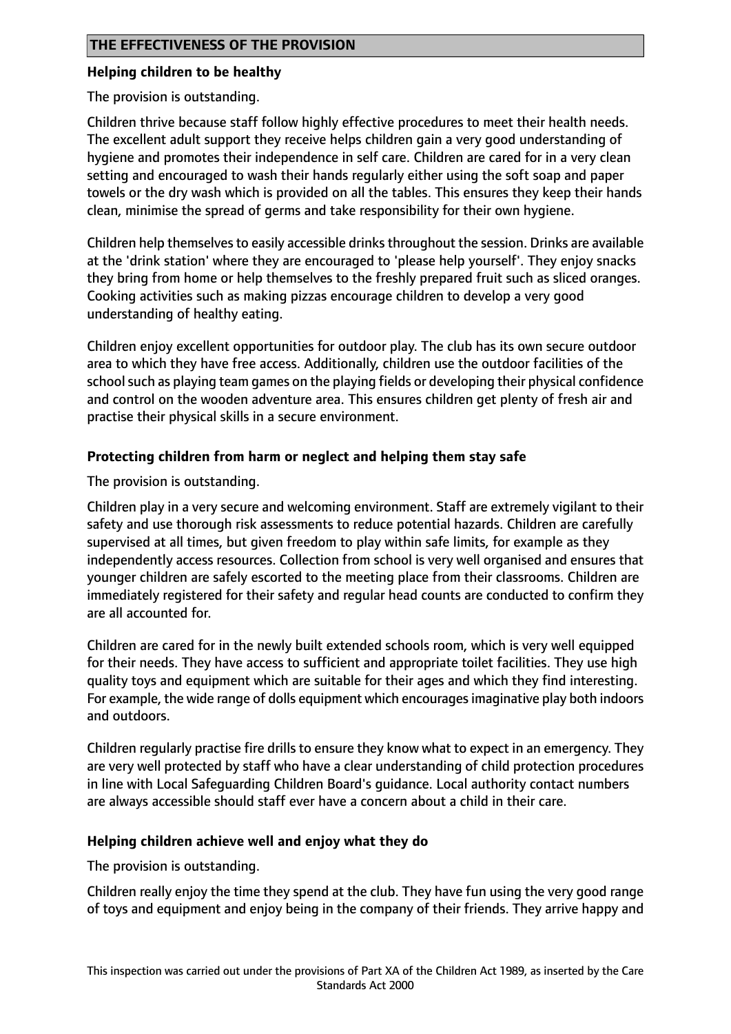## THE EFFECTIVENESS OF THE PROVISION

### Helping children to be healthy

The provision is outstanding.

Children thrive because staff follow highly effective procedures to meet their health needs. The excellent adult support they receive helps children gain a very good understanding of hygiene and promotes their independence in self care. Children are cared for in a very clean setting and encouraged to wash their hands regularly either using the soft soap and paper towels or the dry wash which is provided on all the tables. This ensures they keep their hands clean, minimise the spread of germs and take responsibility for their own hygiene.

Children help themselves to easily accessible drinks throughout the session. Drinks are available at the 'drink station' where they are encouraged to 'please help yourself'. They enjoy snacks they bring from home or help themselves to the freshly prepared fruit such as sliced oranges. Cooking activities such as making pizzas encourage children to develop a very good understanding of healthy eating.

Children enjoy excellent opportunities for outdoor play. The club has its own secure outdoor area to which they have free access. Additionally, children use the outdoor facilities of the school such as playing team games on the playing fields or developing their physical confidence and control on the wooden adventure area. This ensures children get plenty of fresh air and practise their physical skills in a secure environment.

### Protecting children from harm or neglect and helping them stay safe

The provision is outstanding.

Children play in a very secure and welcoming environment. Staff are extremely vigilant to their safety and use thorough risk assessments to reduce potential hazards. Children are carefully supervised at all times, but given freedom to play within safe limits, for example as they independently access resources. Collection from school is very well organised and ensures that younger children are safely escorted to the meeting place from their classrooms. Children are immediately registered for their safety and regular head counts are conducted to confirm they are all accounted for.

Children are cared for in the newly built extended schools room, which is very well equipped for their needs. They have access to sufficient and appropriate toilet facilities. They use high quality toys and equipment which are suitable for their ages and which they find interesting. For example, the wide range of dolls equipment which encourages imaginative play both indoors and outdoors.

Children regularly practise fire drills to ensure they know what to expect in an emergency. They are very well protected by staff who have a clear understanding of child protection procedures in line with Local Safeguarding Children Board's guidance. Local authority contact numbers are always accessible should staff ever have a concern about a child in their care.

### Helping children achieve well and enjoy what they do

The provision is outstanding.

Children really enjoy the time they spend at the club. They have fun using the very good range of toys and equipment and enjoy being in the company of their friends. They arrive happy and

This inspection was carried out under the provisions of Part XA of the Children Act 1989, as inserted by the Care Standards Act 2000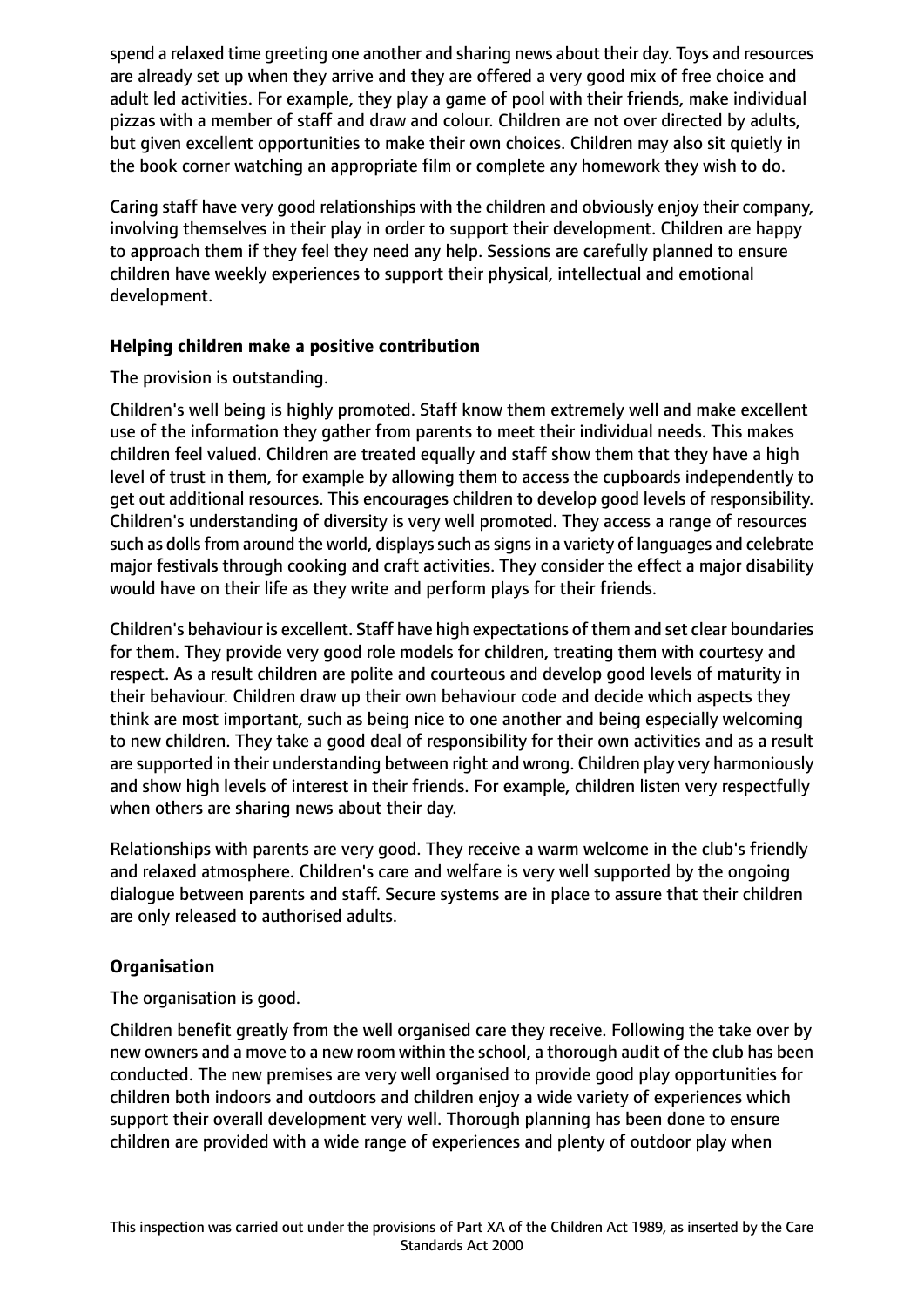spend a relaxed time greeting one another and sharing news about their day. Toys and resources are already set up when they arrive and they are offered a very good mix of free choice and adult led activities. For example, they play a game of pool with their friends, make individual pizzas with a member of staff and draw and colour. Children are not over directed by adults, but given excellent opportunities to make their own choices. Children may also sit quietly in the book corner watching an appropriate film or complete any homework they wish to do.

Caring staff have very good relationships with the children and obviously enjoy their company, involving themselves in their play in order to support their development. Children are happy to approach them if they feel they need any help. Sessions are carefully planned to ensure children have weekly experiences to support their physical, intellectual and emotional development.

**Helping children make a positive contribution**

The provision is outstanding.

Children's well being is highly promoted. Staff know them extremely well and make excellent use of the information they gather from parents to meet their individual needs. This makes children feel valued. Children are treated equally and staff show them that they have a high level of trust in them, for example by allowing them to access the cupboards independently to get out additional resources. This encourages children to develop good levels of responsibility. Children's understanding of diversity is very well promoted. They access a range of resources such as dolls from around the world, displays such as signs in a variety of languages and celebrate major festivals through cooking and craft activities. They consider the effect a major disability would have on their life as they write and perform plays for their friends.

Children's behaviour is excellent. Staff have high expectations of them and set clear boundaries for them. They provide very good role models for children, treating them with courtesy and respect. As a result children are polite and courteous and develop good levels of maturity in their behaviour. Children draw up their own behaviour code and decide which aspects they think are most important, such as being nice to one another and being especially welcoming to new children. They take a good deal of responsibility for their own activities and as a result are supported in their understanding between right and wrong. Children play very harmoniously and show high levels of interest in their friends. For example, children listen very respectfully when others are sharing news about their day.

Relationships with parents are very good. They receive a warm welcome in the club's friendly and relaxed atmosphere. Children's care and welfare is very well supported by the ongoing dialogue between parents and staff. Secure systems are in place to assure that their children are only released to authorised adults.

**Organisation**

The organisation is good.

Children benefit greatly from the well organised care they receive. Following the take over by new owners and a move to a new room within the school, a thorough audit of the club has been conducted. The new premises are very well organised to provide good play opportunities for children both indoors and outdoors and children enjoy a wide variety of experiences which support their overall development very well. Thorough planning has been done to ensure children are provided with a wide range of experiences and plenty of outdoor play when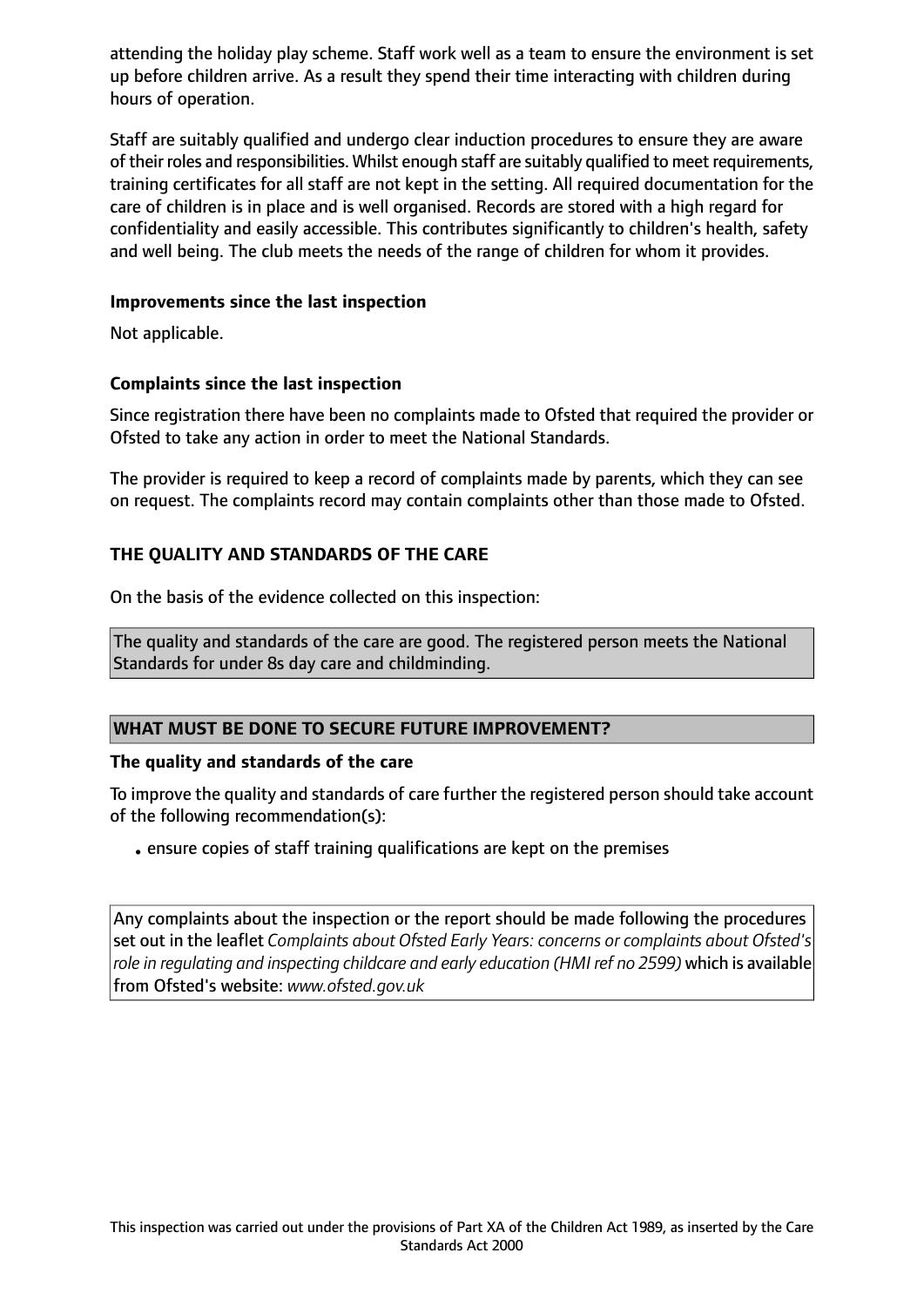attending the holiday play scheme. Staff work well as a team to ensure the environment is set up before children arrive. As a result they spend their time interacting with children during hours of operation.

Staff are suitably qualified and undergo clear induction procedures to ensure they are aware of their roles and responsibilities. Whilst enough staff are suitably qualified to meet requirements, training certificates for all staff are not kept in the setting. All required documentation for the care of children is in place and is well organised. Records are stored with a high regard for confidentiality and easily accessible. This contributes significantly to children's health, safety and well being. The club meets the needs of the range of children for whom it provides.

**Improvements since the last inspection**

Not applicable.

**Complaints since the last inspection**

Since registration there have been no complaints made to Ofsted that required the provider or Ofsted to take any action in order to meet the National Standards.

The provider is required to keep a record of complaints made by parents, which they can see on request. The complaints record may contain complaints other than those made to Ofsted.

## THE QUALITY AND STANDARDS OF THE CARE

On the basis of the evidence collected on this inspection:

The quality and standards of the care are good. The registered person meets the National Standards for under 8s day care and childminding.

## WHAT MUST BE DONE TO SECURE FUTURE IMPROVEMENT?

**The quality and standards of the care**

To improve the quality and standards of care further the registered person should take account of the following recommendation(s):

- ensure copies of staff training qualifications are kept on the premises

Any complaints about the inspection or the report should be made following the procedures set out in the leaflet *Complaints about Ofsted Early Years: concerns or complaints about Ofsted's role in regulating and inspecting childcare and early education (HMI ref no 2599)* which is available from Ofsted's website: *www.ofsted.gov.uk*

This inspection was carried out under the provisions of Part XA of the Children Act 1989, as inserted by the Care Standards Act 2000